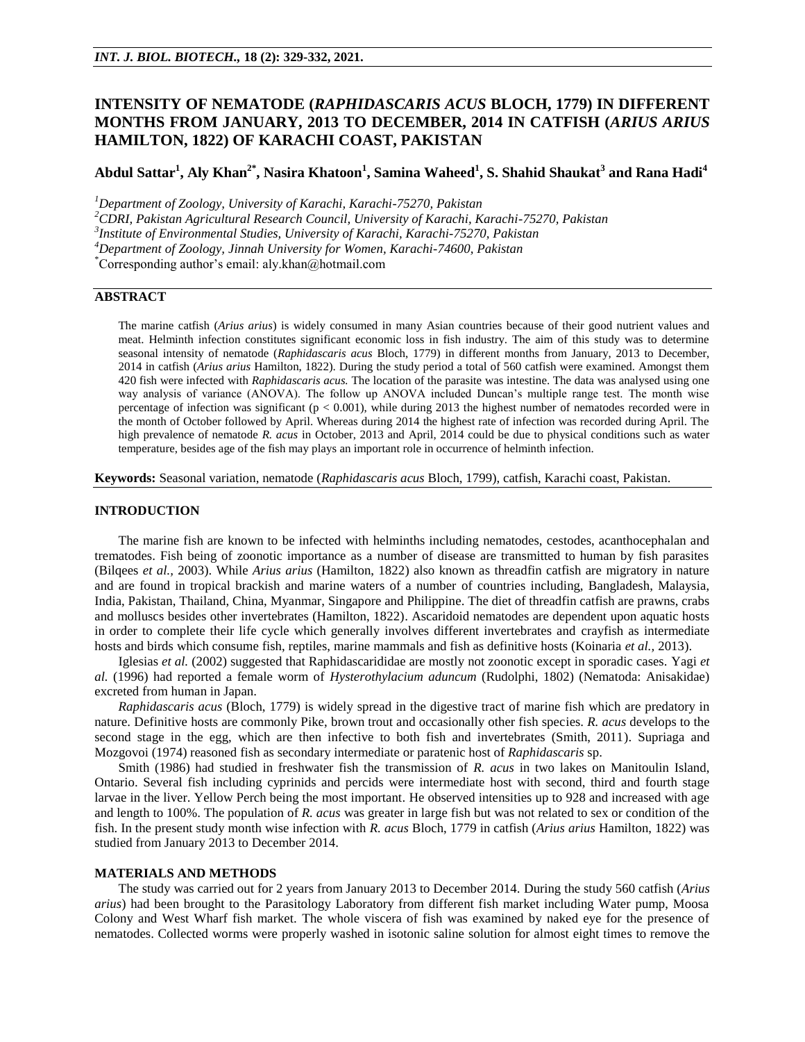# INTENSITY OF NEMATODE (*RAPHIDASCARIS ACUS* BLOCH, 1779) IN DIFFERENT MONTHS FROM JANUARY, 2013 TO DECEMBER, 2014 IN CATFISH (*ARIUS ARIUS* HAMILTON, 1822) OF KARACHI COAST, PAKISTAN

**Abdul Sattar[1], Aly Khan[2*], Nasira Khatoon[1], Samina Waheed[1], S. Shahid Shaukat[3] and Rana Hadi[4]**

[1]*Department of Zoology, University of Karachi, Karachi-75270, Pakistan*

[2]*CDRI, Pakistan Agricultural Research Council, University of Karachi, Karachi-75270, Pakistan*

[3]*Institute of Environmental Studies, University of Karachi, Karachi-75270, Pakistan*

[4]*Department of Zoology, Jinnah University for Women, Karachi-74600, Pakistan*

[*]Corresponding author's email: aly.khan@hotmail.com

## ABSTRACT

The marine catfish (*Arius arius*) is widely consumed in many Asian countries because of their good nutrient values and meat. Helminth infection constitutes significant economic loss in fish industry. The aim of this study was to determine seasonal intensity of nematode (*Raphidascaris acus* Bloch, 1779) in different months from January, 2013 to December, 2014 in catfish (*Arius arius* Hamilton, 1822). During the study period a total of 560 catfish were examined. Amongst them 420 fish were infected with *Raphidascaris acus.* The location of the parasite was intestine. The data was analysed using one way analysis of variance (ANOVA). The follow up ANOVA included Duncan's multiple range test. The month wise percentage of infection was significant ($p < 0.001$), while during 2013 the highest number of nematodes recorded were in the month of October followed by April. Whereas during 2014 the highest rate of infection was recorded during April. The high prevalence of nematode *R. acus* in October, 2013 and April, 2014 could be due to physical conditions such as water temperature, besides age of the fish may plays an important role in occurrence of helminth infection.

**Keywords:** Seasonal variation, nematode (*Raphidascaris acus* Bloch, 1799), catfish, Karachi coast, Pakistan.

## INTRODUCTION

The marine fish are known to be infected with helminths including nematodes, cestodes, acanthocephalan and trematodes. Fish being of zoonotic importance as a number of disease are transmitted to human by fish parasites (Bilqees *et al.,* 2003). While *Arius arius* (Hamilton, 1822) also known as threadfin catfish are migratory in nature and are found in tropical brackish and marine waters of a number of countries including, Bangladesh, Malaysia, India, Pakistan, Thailand, China, Myanmar, Singapore and Philippine. The diet of threadfin catfish are prawns, crabs and molluscs besides other invertebrates (Hamilton, 1822). Ascaridoid nematodes are dependent upon aquatic hosts in order to complete their life cycle which generally involves different invertebrates and crayfish as intermediate hosts and birds which consume fish, reptiles, marine mammals and fish as definitive hosts (Koinaria *et al.,* 2013).

Iglesias *et al.* (2002) suggested that Raphidascarididae are mostly not zoonotic except in sporadic cases. Yagi *et al.* (1996) had reported a female worm of *Hysterothylacium aduncum* (Rudolphi, 1802) (Nematoda: Anisakidae) excreted from human in Japan.

*Raphidascaris acus* (Bloch, 1779) is widely spread in the digestive tract of marine fish which are predatory in nature. Definitive hosts are commonly Pike, brown trout and occasionally other fish species. *R. acus* develops to the second stage in the egg, which are then infective to both fish and invertebrates (Smith, 2011). Supriaga and Mozgovoi (1974) reasoned fish as secondary intermediate or paratenic host of *Raphidascaris* sp.

Smith (1986) had studied in freshwater fish the transmission of *R. acus* in two lakes on Manitoulin Island, Ontario. Several fish including cyprinids and percids were intermediate host with second, third and fourth stage larvae in the liver. Yellow Perch being the most important. He observed intensities up to 928 and increased with age and length to 100%. The population of *R. acus* was greater in large fish but was not related to sex or condition of the fish. In the present study month wise infection with *R. acus* Bloch, 1779 in catfish (*Arius arius* Hamilton, 1822) was studied from January 2013 to December 2014.

## MATERIALS AND METHODS

The study was carried out for 2 years from January 2013 to December 2014. During the study 560 catfish (*Arius arius*) had been brought to the Parasitology Laboratory from different fish market including Water pump, Moosa Colony and West Wharf fish market. The whole viscera of fish was examined by naked eye for the presence of nematodes. Collected worms were properly washed in isotonic saline solution for almost eight times to remove the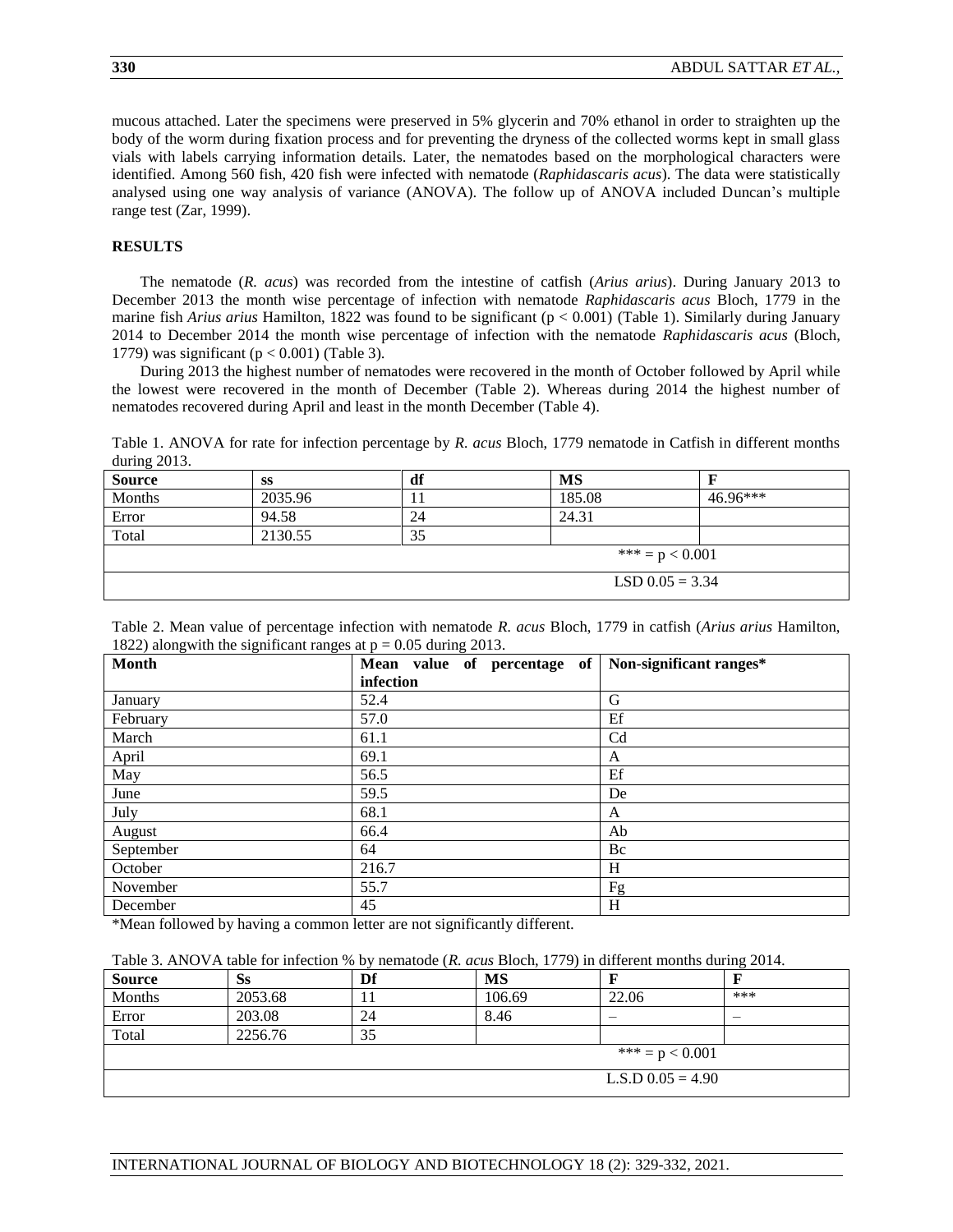mucous attached. Later the specimens were preserved in 5% glycerin and 70% ethanol in order to straighten up the body of the worm during fixation process and for preventing the dryness of the collected worms kept in small glass vials with labels carrying information details. Later, the nematodes based on the morphological characters were identified. Among 560 fish, 420 fish were infected with nematode (*Raphidascaris acus*). The data were statistically analysed using one way analysis of variance (ANOVA). The follow up of ANOVA included Duncan's multiple range test (Zar, 1999).

## RESULTS

The nematode (*R. acus*) was recorded from the intestine of catfish (*Arius arius*). During January 2013 to December 2013 the month wise percentage of infection with nematode *Raphidascaris acus* Bloch, 1779 in the marine fish *Arius arius* Hamilton, 1822 was found to be significant ($p < 0.001$) (Table 1). Similarly during January 2014 to December 2014 the month wise percentage of infection with the nematode *Raphidascaris acus* (Bloch, 1779) was significant ($p < 0.001$) (Table 3).

During 2013 the highest number of nematodes were recovered in the month of October followed by April while the lowest were recovered in the month of December (Table 2). Whereas during 2014 the highest number of nematodes recovered during April and least in the month December (Table 4).

Table 1. ANOVA for rate for infection percentage by *R. acus* Bloch, 1779 nematode in Catfish in different months during 2013.

| Source | ss | df | MS | F |
|---|---|---|---|---|
| Months | 2035.96 | 11 | 185.08 | 46.96*** |
| Error | 94.58 | 24 | 24.31 | |
| Total | 2130.55 | 35 | | |
| | | | *** = $p < 0.001$ | |
| | | | LSD 0.05 = 3.34 | |

Table 2. Mean value of percentage infection with nematode *R. acus* Bloch, 1779 in catfish (*Arius arius* Hamilton, 1822) alongwith the significant ranges at $p = 0.05$ during 2013.

| Month | Mean value of percentage of infection | Non-significant ranges* |
|---|---|---|
| January | 52.4 | G |
| February | 57.0 | Ef |
| March | 61.1 | Cd |
| April | 69.1 | A |
| May | 56.5 | Ef |
| June | 59.5 | De |
| July | 68.1 | A |
| August | 66.4 | Ab |
| September | 64 | Bc |
| October | 216.7 | H |
| November | 55.7 | Fg |
| December | 45 | H |

*Mean followed by having a common letter are not significantly different.

Table 3. ANOVA table for infection % by nematode (*R. acus* Bloch, 1779) in different months during 2014.

| Source | Ss | Df | MS | F | F |
|---|---|---|---|---|---|
| Months | 2053.68 | 11 | 106.69 | 22.06 | *** |
| Error | 203.08 | 24 | 8.46 | – | – |
| Total | 2256.76 | 35 | | | |
| | | | | *** = $p < 0.001$ | |
| | | | | L.S.D 0.05 = 4.90 | |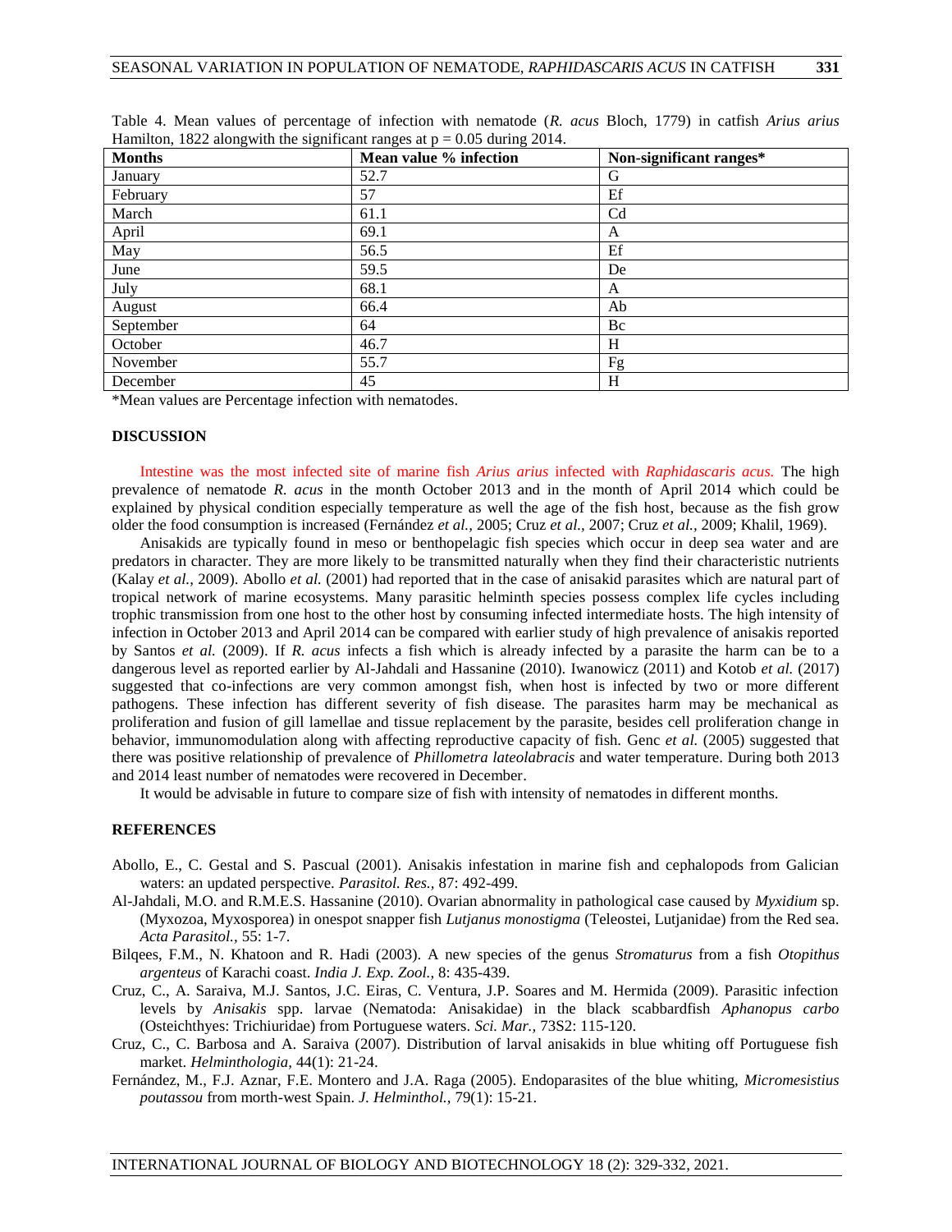Table 4. Mean values of percentage of infection with nematode (*R. acus* Bloch, 1779) in catfish *Arius arius* Hamilton, 1822 alongwith the significant ranges at p = 0.05 during 2014.

| Months | Mean value % infection | Non-significant ranges* |
|---|---|---|
| January | 52.7 | G |
| February | 57 | Ef |
| March | 61.1 | Cd |
| April | 69.1 | A |
| May | 56.5 | Ef |
| June | 59.5 | De |
| July | 68.1 | A |
| August | 66.4 | Ab |
| September | 64 | Bc |
| October | 46.7 | H |
| November | 55.7 | Fg |
| December | 45 | H |

*Mean values are Percentage infection with nematodes.

## DISCUSSION

Intestine was the most infected site of marine fish *Arius arius* infected with *Raphidascaris acus.* The high prevalence of nematode *R. acus* in the month October 2013 and in the month of April 2014 which could be explained by physical condition especially temperature as well the age of the fish host, because as the fish grow older the food consumption is increased (Fernández *et al.,* 2005; Cruz *et al.,* 2007; Cruz *et al.,* 2009; Khalil, 1969).

Anisakids are typically found in meso or benthopelagic fish species which occur in deep sea water and are predators in character. They are more likely to be transmitted naturally when they find their characteristic nutrients (Kalay *et al.,* 2009). Abollo *et al.* (2001) had reported that in the case of anisakid parasites which are natural part of tropical network of marine ecosystems. Many parasitic helminth species possess complex life cycles including trophic transmission from one host to the other host by consuming infected intermediate hosts. The high intensity of infection in October 2013 and April 2014 can be compared with earlier study of high prevalence of anisakis reported by Santos *et al.* (2009). If *R. acus* infects a fish which is already infected by a parasite the harm can be to a dangerous level as reported earlier by Al-Jahdali and Hassanine (2010). Iwanowicz (2011) and Kotob *et al.* (2017) suggested that co-infections are very common amongst fish, when host is infected by two or more different pathogens. These infection has different severity of fish disease. The parasites harm may be mechanical as proliferation and fusion of gill lamellae and tissue replacement by the parasite, besides cell proliferation change in behavior, immunomodulation along with affecting reproductive capacity of fish. Genc *et al.* (2005) suggested that there was positive relationship of prevalence of *Phillometra lateolabracis* and water temperature. During both 2013 and 2014 least number of nematodes were recovered in December.

It would be advisable in future to compare size of fish with intensity of nematodes in different months.

## REFERENCES

Abollo, E., C. Gestal and S. Pascual (2001). Anisakis infestation in marine fish and cephalopods from Galician waters: an updated perspective. *Parasitol. Res.,* 87: 492-499.

Al-Jahdali, M.O. and R.M.E.S. Hassanine (2010). Ovarian abnormality in pathological case caused by *Myxidium* sp. (Myxozoa, Myxosporea) in onespot snapper fish *Lutjanus monostigma* (Teleostei, Lutjanidae) from the Red sea. *Acta Parasitol.,* 55: 1-7.

Bilqees, F.M., N. Khatoon and R. Hadi (2003). A new species of the genus *Stromaturus* from a fish *Otopithus argenteus* of Karachi coast. *India J. Exp. Zool.,* 8: 435-439.

Cruz, C., A. Saraiva, M.J. Santos, J.C. Eiras, C. Ventura, J.P. Soares and M. Hermida (2009). Parasitic infection levels by *Anisakis* spp. larvae (Nematoda: Anisakidae) in the black scabbardfish *Aphanopus carbo* (Osteichthyes: Trichiuridae) from Portuguese waters. *Sci. Mar.,* 73S2: 115-120.

Cruz, C., C. Barbosa and A. Saraiva (2007). Distribution of larval anisakids in blue whiting off Portuguese fish market. *Helminthologia,* 44(1): 21-24.

Fernández, M., F.J. Aznar, F.E. Montero and J.A. Raga (2005). Endoparasites of the blue whiting, *Micromesistius poutassou* from morth-west Spain. *J. Helminthol.,* 79(1): 15-21.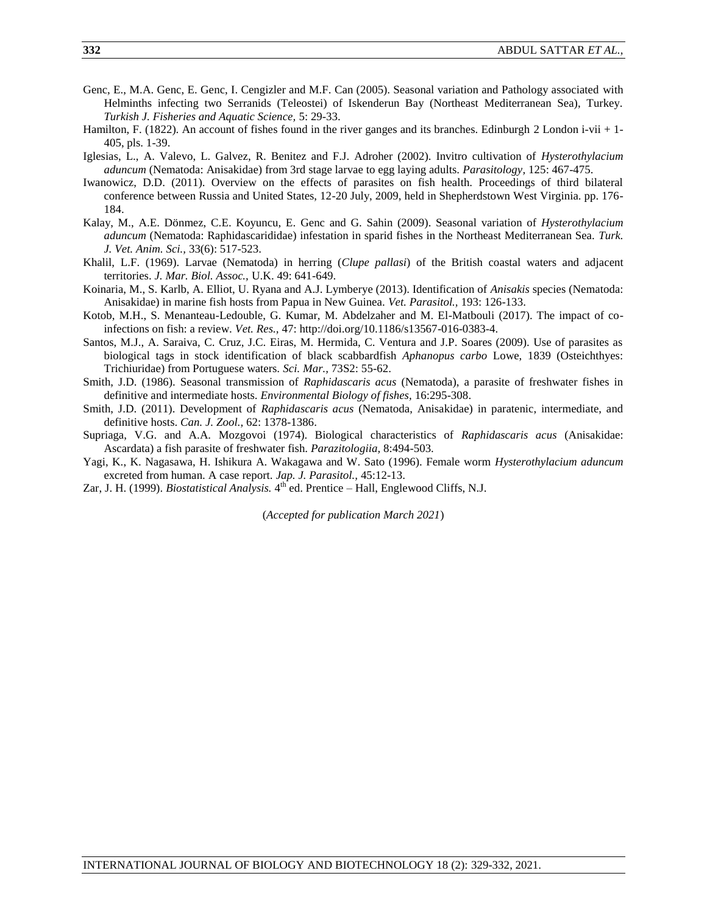Genc, E., M.A. Genc, E. Genc, I. Cengizler and M.F. Can (2005). Seasonal variation and Pathology associated with Helminths infecting two Serranids (Teleostei) of Iskenderun Bay (Northeast Mediterranean Sea), Turkey. *Turkish J. Fisheries and Aquatic Science*, 5: 29-33.

Hamilton, F. (1822). An account of fishes found in the river ganges and its branches. Edinburgh 2 London i-vii + 1-405, pls. 1-39.

Iglesias, L., A. Valevo, L. Galvez, R. Benitez and F.J. Adroher (2002). Invitro cultivation of *Hysterothylacium aduncum* (Nematoda: Anisakidae) from 3rd stage larvae to egg laying adults. *Parasitology*, 125: 467-475.

Iwanowicz, D.D. (2011). Overview on the effects of parasites on fish health. Proceedings of third bilateral conference between Russia and United States, 12-20 July, 2009, held in Shepherdstown West Virginia. pp. 176-184.

Kalay, M., A.E. Dönmez, C.E. Koyuncu, E. Genc and G. Sahin (2009). Seasonal variation of *Hysterothylacium aduncum* (Nematoda: Raphidascarididae) infestation in sparid fishes in the Northeast Mediterranean Sea. *Turk. J. Vet. Anim. Sci.*, 33(6): 517-523.

Khalil, L.F. (1969). Larvae (Nematoda) in herring (*Clupe pallasi*) of the British coastal waters and adjacent territories. *J. Mar. Biol. Assoc.*, U.K. 49: 641-649.

Koinaria, M., S. Karlb, A. Elliot, U. Ryana and A.J. Lymberye (2013). Identification of *Anisakis* species (Nematoda: Anisakidae) in marine fish hosts from Papua in New Guinea. *Vet. Parasitol.*, 193: 126-133.

Kotob, M.H., S. Menanteau-Ledouble, G. Kumar, M. Abdelzaher and M. El-Matbouli (2017). The impact of co-infections on fish: a review. *Vet. Res.*, 47: http://doi.org/10.1186/s13567-016-0383-4.

Santos, M.J., A. Saraiva, C. Cruz, J.C. Eiras, M. Hermida, C. Ventura and J.P. Soares (2009). Use of parasites as biological tags in stock identification of black scabbardfish *Aphanopus carbo* Lowe, 1839 (Osteichthyes: Trichiuridae) from Portuguese waters. *Sci. Mar.*, 73S2: 55-62.

Smith, J.D. (1986). Seasonal transmission of *Raphidascaris acus* (Nematoda), a parasite of freshwater fishes in definitive and intermediate hosts. *Environmental Biology of fishes*, 16:295-308.

Smith, J.D. (2011). Development of *Raphidascaris acus* (Nematoda, Anisakidae) in paratenic, intermediate, and definitive hosts. *Can. J. Zool.*, 62: 1378-1386.

Supriaga, V.G. and A.A. Mozgovoi (1974). Biological characteristics of *Raphidascaris acus* (Anisakidae: Ascardata) a fish parasite of freshwater fish. *Parazitologiia*, 8:494-503.

Yagi, K., K. Nagasawa, H. Ishikura A. Wakagawa and W. Sato (1996). Female worm *Hysterothylacium aduncum* excreted from human. A case report. *Jap. J. Parasitol.*, 45:12-13.

Zar, J. H. (1999). *Biostatistical Analysis.* 4th ed. Prentice – Hall, Englewood Cliffs, N.J.

(*Accepted for publication March 2021*)